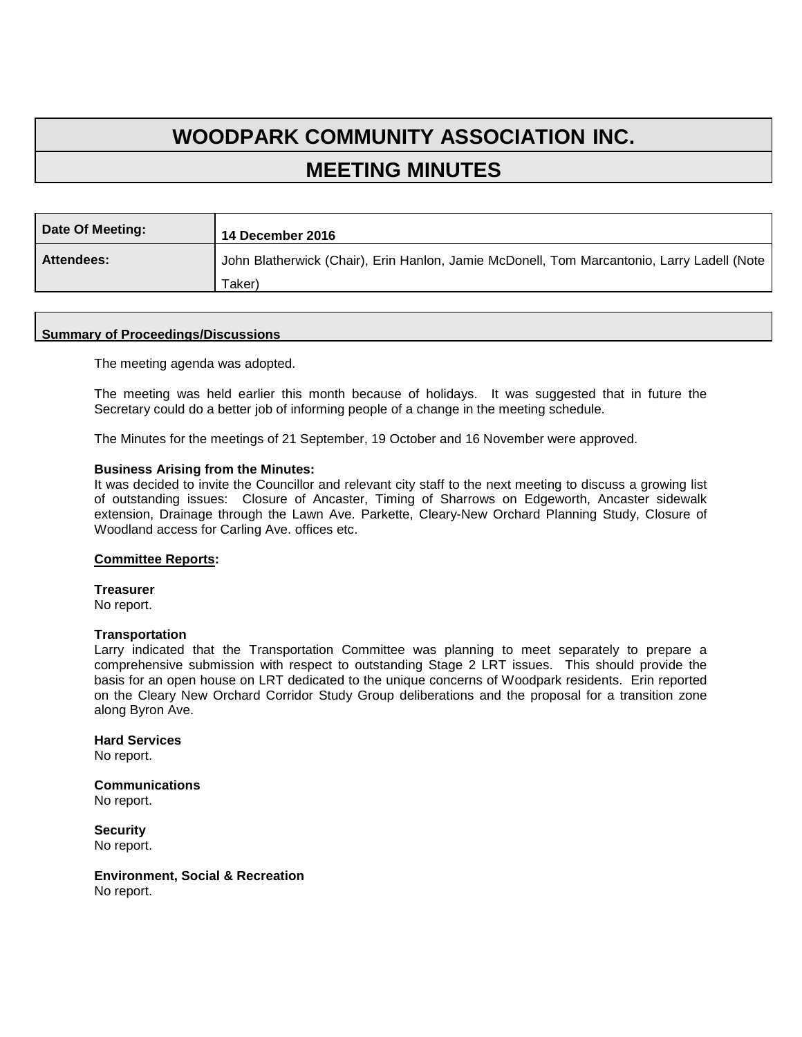# WOODPARK COMMUNITY ASSOCIATION INC.

## MEETING MINUTES

| Date Of Meeting: | 14 December 2016 |
|---|---|
| Attendees: | John Blatherwick (Chair), Erin Hanlon, Jamie McDonell, Tom Marcantonio, Larry Ladell (Note Taker) |

### Summary of Proceedings/Discussions

The meeting agenda was adopted.

The meeting was held earlier this month because of holidays. It was suggested that in future the Secretary could do a better job of informing people of a change in the meeting schedule.

The Minutes for the meetings of 21 September, 19 October and 16 November were approved.

**Business Arising from the Minutes:**
It was decided to invite the Councillor and relevant city staff to the next meeting to discuss a growing list of outstanding issues: Closure of Ancaster, Timing of Sharrows on Edgeworth, Ancaster sidewalk extension, Drainage through the Lawn Ave. Parkette, Cleary-New Orchard Planning Study, Closure of Woodland access for Carling Ave. offices etc.

**<u>Committee Reports</u>:**

**Treasurer**
No report.

**Transportation**
Larry indicated that the Transportation Committee was planning to meet separately to prepare a comprehensive submission with respect to outstanding Stage 2 LRT issues. This should provide the basis for an open house on LRT dedicated to the unique concerns of Woodpark residents. Erin reported on the Cleary New Orchard Corridor Study Group deliberations and the proposal for a transition zone along Byron Ave.

**Hard Services**
No report.

**Communications**
No report.

**Security**
No report.

**Environment, Social & Recreation**
No report.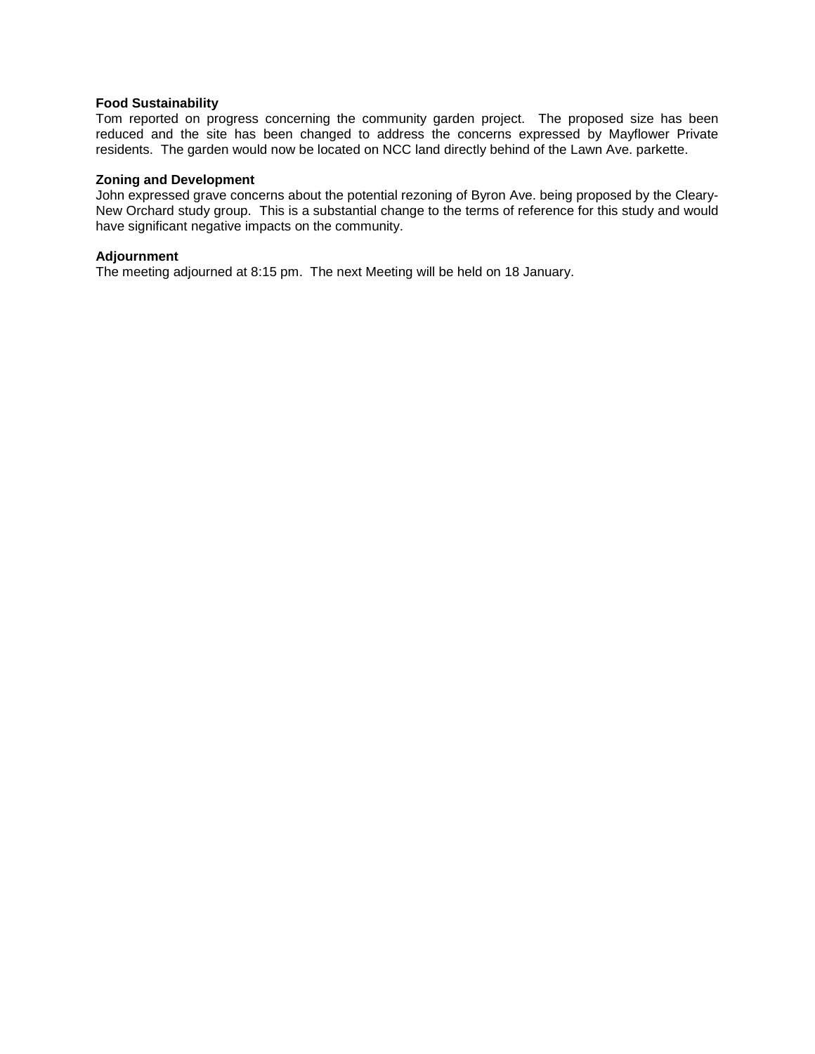**Food Sustainability**

Tom reported on progress concerning the community garden project. The proposed size has been reduced and the site has been changed to address the concerns expressed by Mayflower Private residents. The garden would now be located on NCC land directly behind of the Lawn Ave. parkette.

**Zoning and Development**

John expressed grave concerns about the potential rezoning of Byron Ave. being proposed by the Cleary-New Orchard study group. This is a substantial change to the terms of reference for this study and would have significant negative impacts on the community.

**Adjournment**

The meeting adjourned at 8:15 pm. The next Meeting will be held on 18 January.